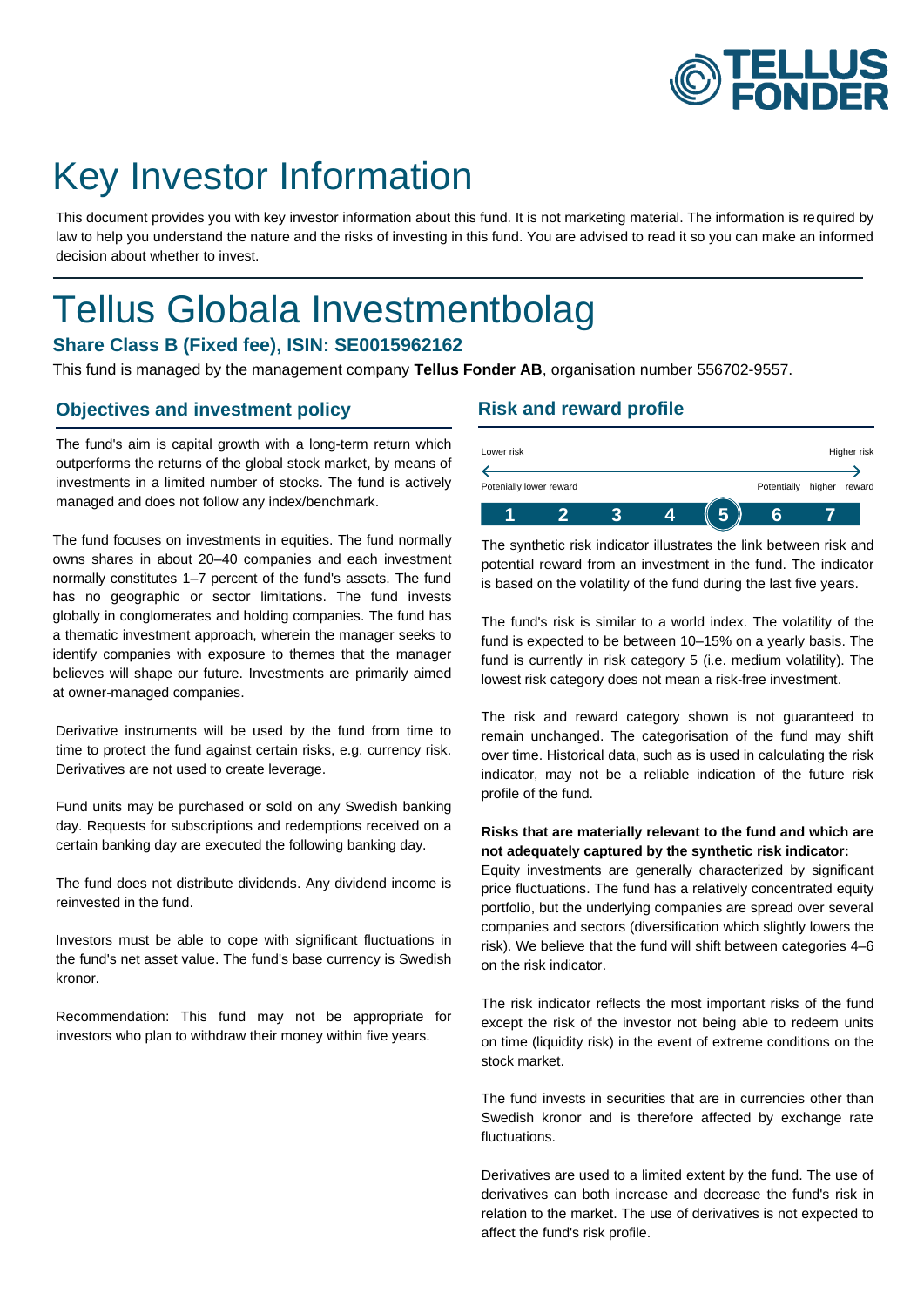# Key Investor Information

This document provides you with key investor information about this fund. It is not marketing material. The information is required by law to help you understand the nature and the risks of investing in this fund. You are advised to read it so you can make an informed decision about whether to invest.

# Tellus Globala Investmentbolag

### Share Class B (Fixed fee), ISIN: SE0015962162

This fund is managed by the management company **Tellus Fonder AB**, organisation number 556702-9557.

## Objectives and investment policy

The fund's aim is capital growth with a long-term return which outperforms the returns of the global stock market, by means of investments in a limited number of stocks. The fund is actively managed and does not follow any index/benchmark.

The fund focuses on investments in equities. The fund normally owns shares in about 20–40 companies and each investment normally constitutes 1–7 percent of the fund's assets. The fund has no geographic or sector limitations. The fund invests globally in conglomerates and holding companies. The fund has a thematic investment approach, wherein the manager seeks to identify companies with exposure to themes that the manager believes will shape our future. Investments are primarily aimed at owner-managed companies.

Derivative instruments will be used by the fund from time to time to protect the fund against certain risks, e.g. currency risk. Derivatives are not used to create leverage.

Fund units may be purchased or sold on any Swedish banking day. Requests for subscriptions and redemptions received on a certain banking day are executed the following banking day.

The fund does not distribute dividends. Any dividend income is reinvested in the fund.

Investors must be able to cope with significant fluctuations in the fund's net asset value. The fund's base currency is Swedish kronor.

Recommendation: This fund may not be appropriate for investors who plan to withdraw their money within five years.

## Risk and reward profile

Lower risk — Higher risk

Potenially lower reward — Potentially higher reward

| 1 | 2 | 3 | 4 | **(5)** | 6 | 7 |
|---|---|---|---|---|---|---|

The synthetic risk indicator illustrates the link between risk and potential reward from an investment in the fund. The indicator is based on the volatility of the fund during the last five years.

The fund's risk is similar to a world index. The volatility of the fund is expected to be between 10–15% on a yearly basis. The fund is currently in risk category 5 (i.e. medium volatility). The lowest risk category does not mean a risk-free investment.

The risk and reward category shown is not guaranteed to remain unchanged. The categorisation of the fund may shift over time. Historical data, such as is used in calculating the risk indicator, may not be a reliable indication of the future risk profile of the fund.

**Risks that are materially relevant to the fund and which are not adequately captured by the synthetic risk indicator:**
Equity investments are generally characterized by significant price fluctuations. The fund has a relatively concentrated equity portfolio, but the underlying companies are spread over several companies and sectors (diversification which slightly lowers the risk). We believe that the fund will shift between categories 4–6 on the risk indicator.

The risk indicator reflects the most important risks of the fund except the risk of the investor not being able to redeem units on time (liquidity risk) in the event of extreme conditions on the stock market.

The fund invests in securities that are in currencies other than Swedish kronor and is therefore affected by exchange rate fluctuations.

Derivatives are used to a limited extent by the fund. The use of derivatives can both increase and decrease the fund's risk in relation to the market. The use of derivatives is not expected to affect the fund's risk profile.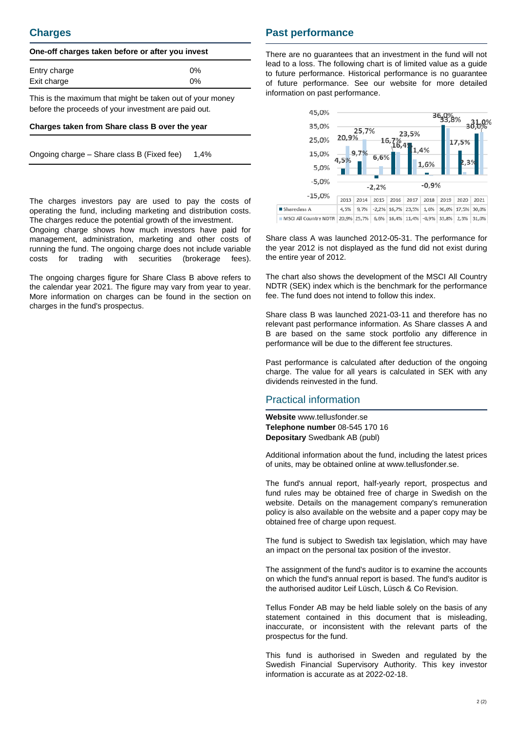## Charges

| One-off charges taken before or after you invest | |
|---|---|
| Entry charge | 0% |
| Exit charge | 0% |

This is the maximum that might be taken out of your money before the proceeds of your investment are paid out.

| Charges taken from Share class B over the year | |
|---|---|
| Ongoing charge – Share class B (Fixed fee) | 1,4% |

The charges investors pay are used to pay the costs of operating the fund, including marketing and distribution costs. The charges reduce the potential growth of the investment. Ongoing charge shows how much investors have paid for management, administration, marketing and other costs of running the fund. The ongoing charge does not include variable costs for trading with securities (brokerage fees).

The ongoing charges figure for Share Class B above refers to the calendar year 2021. The figure may vary from year to year. More information on charges can be found in the section on charges in the fund's prospectus.

## Past performance

There are no guarantees that an investment in the fund will not lead to a loss. The following chart is of limited value as a guide to future performance. Historical performance is no guarantee of future performance. See our website for more detailed information on past performance.

45,0%
35,0%
25,0%
15,0%
5,0%
-5,0%
-15,0%

2013 2014 2015 2016 2017 2018 2019 2020 2021

Shareclass A: 4,5% 9,7% -2,2% 16,7% 23,5% 1,6% 36,0% 17,5% 30,0%

MSCI All Country NDTR: 20,9% 25,7% 6,6% 16,4% 11,4% -0,9% 33,8% 2,3% 31,0%

Share class A was launched 2012-05-31. The performance for the year 2012 is not displayed as the fund did not exist during the entire year of 2012.

The chart also shows the development of the MSCI All Country NDTR (SEK) index which is the benchmark for the performance fee. The fund does not intend to follow this index.

Share class B was launched 2021-03-11 and therefore has no relevant past performance information. As Share classes A and B are based on the same stock portfolio any difference in performance will be due to the different fee structures.

Past performance is calculated after deduction of the ongoing charge. The value for all years is calculated in SEK with any dividends reinvested in the fund.

## Practical information

**Website** www.tellusfonder.se
**Telephone number** 08-545 170 16
**Depositary** Swedbank AB (publ)

Additional information about the fund, including the latest prices of units, may be obtained online at www.tellusfonder.se.

The fund's annual report, half-yearly report, prospectus and fund rules may be obtained free of charge in Swedish on the website. Details on the management company's remuneration policy is also available on the website and a paper copy may be obtained free of charge upon request.

The fund is subject to Swedish tax legislation, which may have an impact on the personal tax position of the investor.

The assignment of the fund's auditor is to examine the accounts on which the fund's annual report is based. The fund's auditor is the authorised auditor Leif Lüsch, Lüsch & Co Revision.

Tellus Fonder AB may be held liable solely on the basis of any statement contained in this document that is misleading, inaccurate, or inconsistent with the relevant parts of the prospectus for the fund.

This fund is authorised in Sweden and regulated by the Swedish Financial Supervisory Authority. This key investor information is accurate as at 2022-02-18.